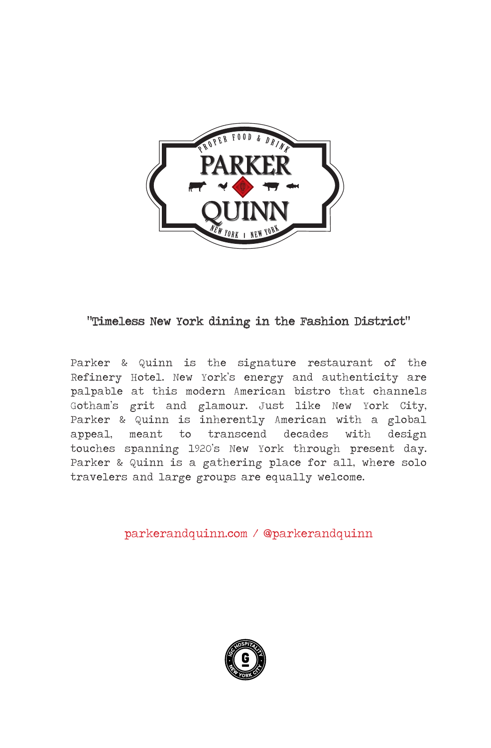PROPER FOOD & DRINK

# PARKER QUINN

NEW YORK | NEW YORK

"Timeless New York dining in the Fashion District"

Parker & Quinn is the signature restaurant of the Refinery Hotel. New York's energy and authenticity are palpable at this modern American bistro that channels Gotham's grit and glamour. Just like New York City, Parker & Quinn is inherently American with a global appeal, meant to transcend decades with design touches spanning 1920's New York through present day. Parker & Quinn is a gathering place for all, where solo travelers and large groups are equally welcome.

parkerandquinn.com / @parkerandquinn

IGC HOSPITALITY NEW YORK CITY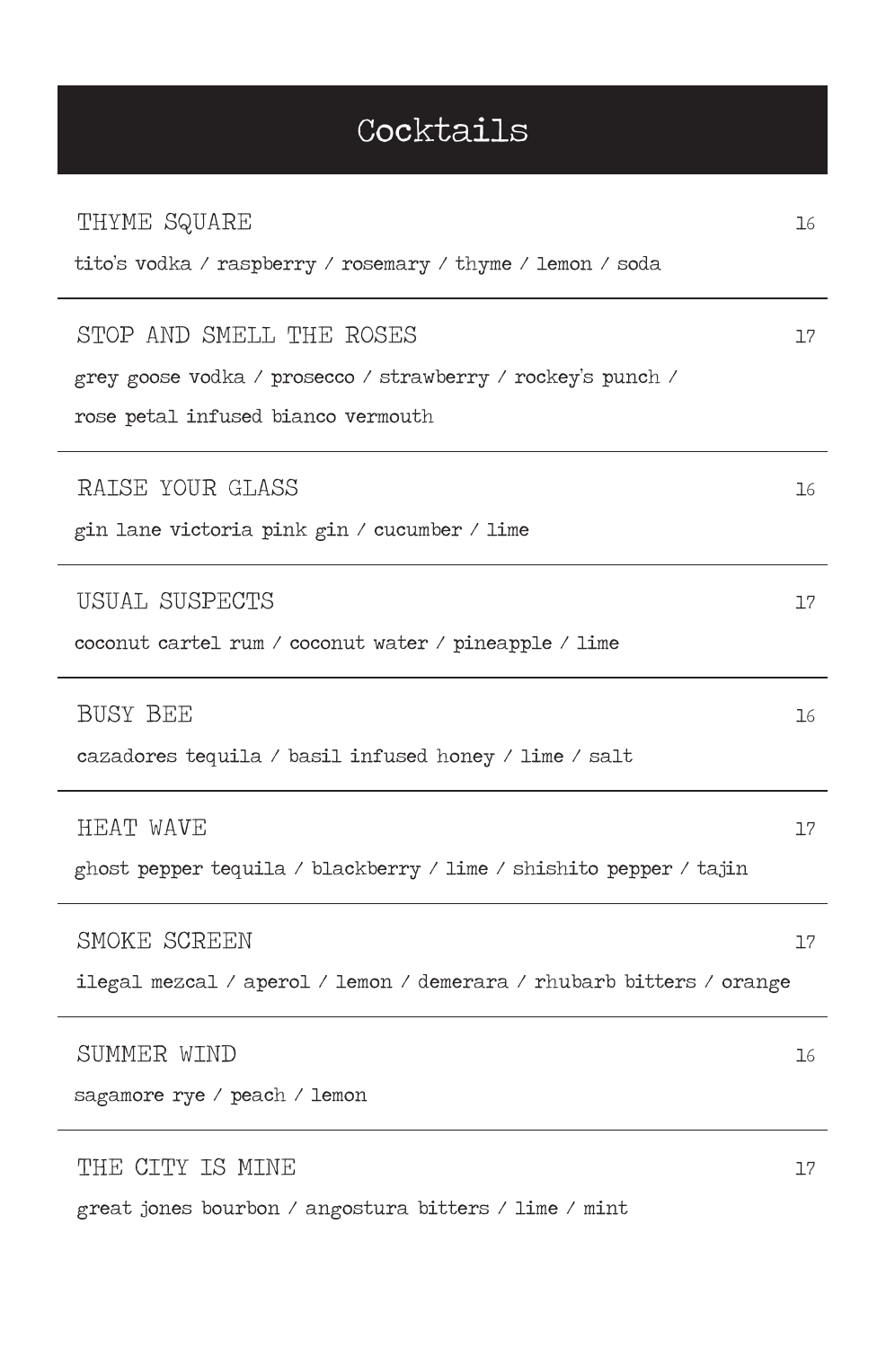# Cocktails

**THYME SQUARE** 16

tito's vodka / raspberry / rosemary / thyme / lemon / soda

---

**STOP AND SMELL THE ROSES** 17

grey goose vodka / prosecco / strawberry / rockey's punch / rose petal infused bianco vermouth

---

**RAISE YOUR GLASS** 16

gin lane victoria pink gin / cucumber / lime

---

**USUAL SUSPECTS** 17

coconut cartel rum / coconut water / pineapple / lime

---

**BUSY BEE** 16

cazadores tequila / basil infused honey / lime / salt

---

**HEAT WAVE** 17

ghost pepper tequila / blackberry / lime / shishito pepper / tajin

---

**SMOKE SCREEN** 17

ilegal mezcal / aperol / lemon / demerara / rhubarb bitters / orange

---

**SUMMER WIND** 16

sagamore rye / peach / lemon

---

**THE CITY IS MINE** 17

great jones bourbon / angostura bitters / lime / mint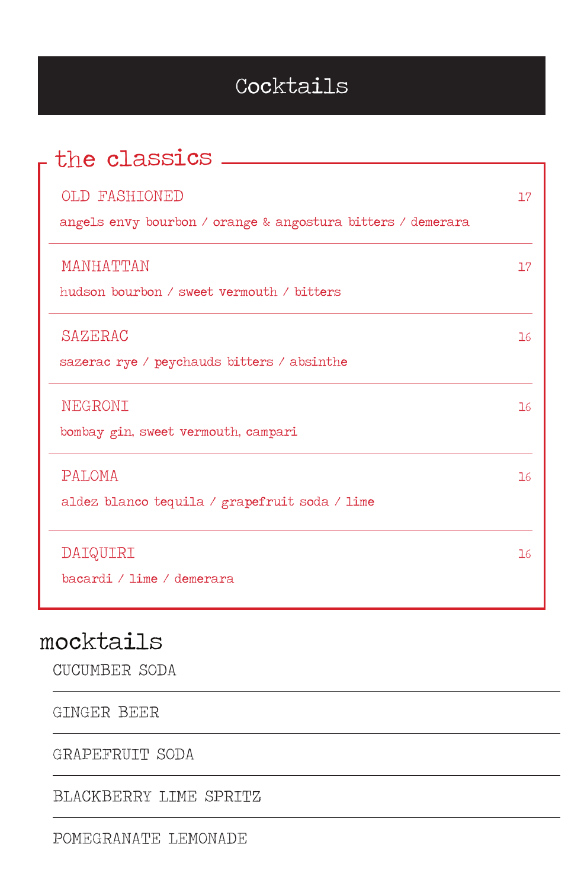# Cocktails

## the classics

**OLD FASHIONED** 17

angels envy bourbon / orange & angostura bitters / demerara

---

**MANHATTAN** 17

hudson bourbon / sweet vermouth / bitters

---

**SAZERAC** 16

sazerac rye / peychauds bitters / absinthe

---

**NEGRONI** 16

bombay gin, sweet vermouth, campari

---

**PALOMA** 16

aldez blanco tequila / grapefruit soda / lime

---

**DAIQUIRI** 16

bacardi / lime / demerara

## mocktails

CUCUMBER SODA

---

GINGER BEER

---

GRAPEFRUIT SODA

---

BLACKBERRY LIME SPRITZ

---

POMEGRANATE LEMONADE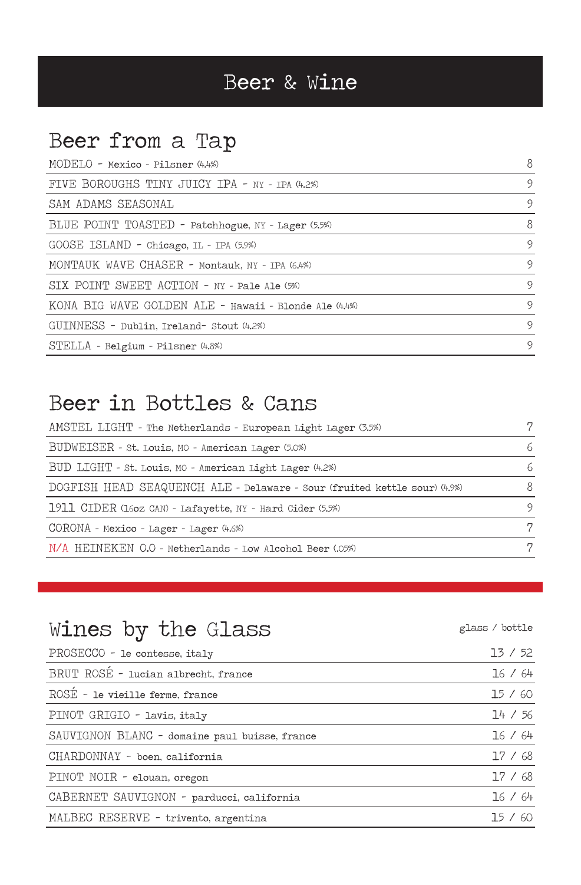# Beer & Wine

## Beer from a Tap

| Beer | Price |
|---|---|
| MODELO - Mexico - Pilsner (4.4%) | 8 |
| FIVE BOROUGHS TINY JUICY IPA - NY - IPA (4.2%) | 9 |
| SAM ADAMS SEASONAL | 9 |
| BLUE POINT TOASTED - Patchhogue, NY - Lager (5.5%) | 8 |
| GOOSE ISLAND - Chicago, IL - IPA (5.9%) | 9 |
| MONTAUK WAVE CHASER - Montauk, NY - IPA (6.4%) | 9 |
| SIX POINT SWEET ACTION - NY - Pale Ale (5%) | 9 |
| KONA BIG WAVE GOLDEN ALE - Hawaii - Blonde Ale (4.4%) | 9 |
| GUINNESS - Dublin, Ireland- Stout (4.2%) | 9 |
| STELLA - Belgium - Pilsner (4.8%) | 9 |

## Beer in Bottles & Cans

| Beer | Price |
|---|---|
| AMSTEL LIGHT - The Netherlands - European Light Lager (3.5%) | 7 |
| BUDWEISER - St. Louis, MO - American Lager (5.0%) | 6 |
| BUD LIGHT - St. Louis, MO - American Light Lager (4.2%) | 6 |
| DOGFISH HEAD SEAQUENCH ALE - Delaware - Sour (fruited kettle sour) (4.9%) | 8 |
| 1911 CIDER (16oz CAN) - Lafayette, NY - Hard Cider (5.5%) | 9 |
| CORONA - Mexico - Lager - Lager (4.6%) | 7 |
| N/A HEINEKEN 0.0 - Netherlands - Low Alcohol Beer (.05%) | 7 |

## Wines by the Glass

| Wine | glass / bottle |
|---|---|
| PROSECCO - le contesse, italy | 13 / 52 |
| BRUT ROSÉ - lucian albrecht, france | 16 / 64 |
| ROSÉ - le vieille ferme, france | 15 / 60 |
| PINOT GRIGIO - lavis, italy | 14 / 56 |
| SAUVIGNON BLANC - domaine paul buisse, france | 16 / 64 |
| CHARDONNAY - boen, california | 17 / 68 |
| PINOT NOIR - elouan, oregon | 17 / 68 |
| CABERNET SAUVIGNON - parducci, california | 16 / 64 |
| MALBEC RESERVE - trivento, argentina | 15 / 60 |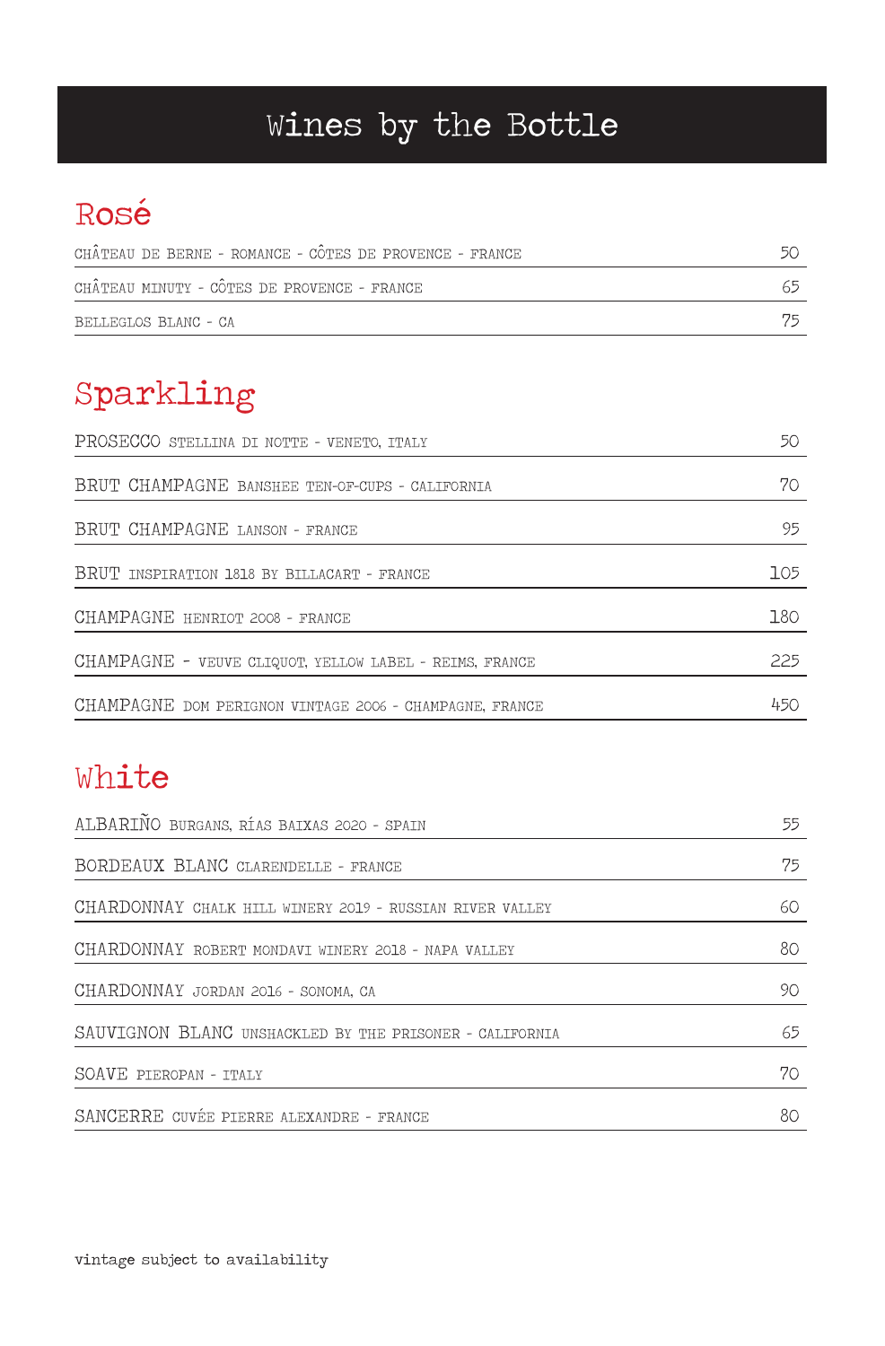# Wines by the Bottle

## Rosé

| Wine | Price |
|---|---|
| CHÂTEAU DE BERNE - ROMANCE - CÔTES DE PROVENCE - FRANCE | 50 |
| CHÂTEAU MINUTY - CÔTES DE PROVENCE - FRANCE | 65 |
| BELLEGLOS BLANC - CA | 75 |

## Sparkling

| Wine | Price |
|---|---|
| PROSECCO STELLINA DI NOTTE - VENETO, ITALY | 50 |
| BRUT CHAMPAGNE BANSHEE TEN-OF-CUPS - CALIFORNIA | 70 |
| BRUT CHAMPAGNE LANSON - FRANCE | 95 |
| BRUT INSPIRATION 1818 BY BILLACART - FRANCE | 105 |
| CHAMPAGNE HENRIOT 2008 - FRANCE | 180 |
| CHAMPAGNE - VEUVE CLIQUOT, YELLOW LABEL - REIMS, FRANCE | 225 |
| CHAMPAGNE DOM PERIGNON VINTAGE 2006 - CHAMPAGNE, FRANCE | 450 |

## White

| Wine | Price |
|---|---|
| ALBARIÑO BURGANS, RÍAS BAIXAS 2020 - SPAIN | 55 |
| BORDEAUX BLANC CLARENDELLE - FRANCE | 75 |
| CHARDONNAY CHALK HILL WINERY 2019 - RUSSIAN RIVER VALLEY | 60 |
| CHARDONNAY ROBERT MONDAVI WINERY 2018 - NAPA VALLEY | 80 |
| CHARDONNAY JORDAN 2016 - SONOMA, CA | 90 |
| SAUVIGNON BLANC UNSHACKLED BY THE PRISONER - CALIFORNIA | 65 |
| SOAVE PIEROPAN - ITALY | 70 |
| SANCERRE CUVÉE PIERRE ALEXANDRE - FRANCE | 80 |

vintage subject to availability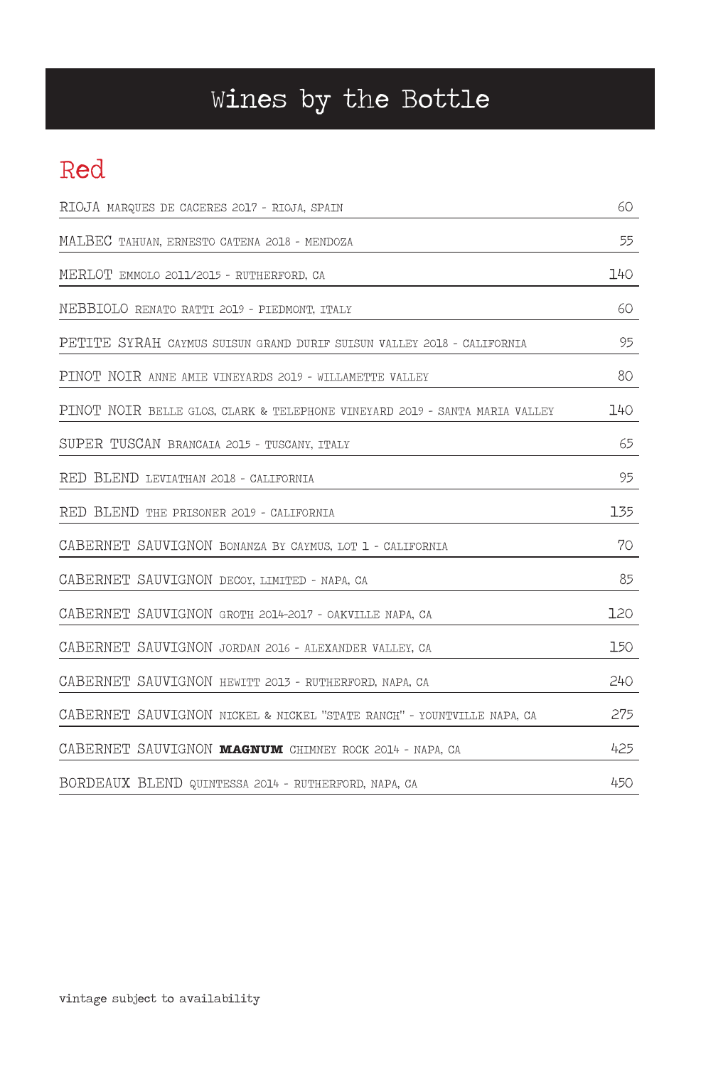# Wines by the Bottle

## Red

| Wine | Price |
|---|---|
| RIOJA MARQUES DE CACERES 2017 - RIOJA, SPAIN | 60 |
| MALBEC TAHUAN, ERNESTO CATENA 2018 - MENDOZA | 55 |
| MERLOT EMMOLO 2011/2015 - RUTHERFORD, CA | 140 |
| NEBBIOLO RENATO RATTI 2019 - PIEDMONT, ITALY | 60 |
| PETITE SYRAH CAYMUS SUISUN GRAND DURIF SUISUN VALLEY 2018 - CALIFORNIA | 95 |
| PINOT NOIR ANNE AMIE VINEYARDS 2019 - WILLAMETTE VALLEY | 80 |
| PINOT NOIR BELLE GLOS, CLARK & TELEPHONE VINEYARD 2019 - SANTA MARIA VALLEY | 140 |
| SUPER TUSCAN BRANCAIA 2015 - TUSCANY, ITALY | 65 |
| RED BLEND LEVIATHAN 2018 - CALIFORNIA | 95 |
| RED BLEND THE PRISONER 2019 - CALIFORNIA | 135 |
| CABERNET SAUVIGNON BONANZA BY CAYMUS, LOT 1 - CALIFORNIA | 70 |
| CABERNET SAUVIGNON DECOY, LIMITED - NAPA, CA | 85 |
| CABERNET SAUVIGNON GROTH 2014-2017 - OAKVILLE NAPA, CA | 120 |
| CABERNET SAUVIGNON JORDAN 2016 - ALEXANDER VALLEY, CA | 150 |
| CABERNET SAUVIGNON HEWITT 2013 - RUTHERFORD, NAPA, CA | 240 |
| CABERNET SAUVIGNON NICKEL & NICKEL "STATE RANCH" - YOUNTVILLE NAPA, CA | 275 |
| CABERNET SAUVIGNON **MAGNUM** CHIMNEY ROCK 2014 - NAPA, CA | 425 |
| BORDEAUX BLEND QUINTESSA 2014 - RUTHERFORD, NAPA, CA | 450 |

vintage subject to availability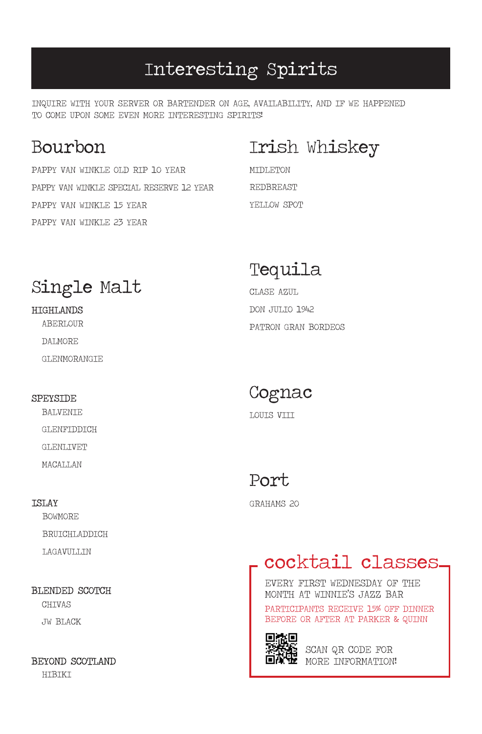# Interesting Spirits

INQUIRE WITH YOUR SERVER OR BARTENDER ON AGE, AVAILABILITY, AND IF WE HAPPENED TO COME UPON SOME EVEN MORE INTERESTING SPIRITS!

## Bourbon

PAPPY VAN WINKLE OLD RIP 10 YEAR

PAPPY VAN WINKLE SPECIAL RESERVE 12 YEAR

PAPPY VAN WINKLE 15 YEAR

PAPPY VAN WINKLE 23 YEAR

## Single Malt

### HIGHLANDS

- ABERLOUR
- DALMORE
- GLENMORANGIE

### SPEYSIDE

- BALVENIE
- GLENFIDDICH
- GLENLIVET
- MACALLAN

### ISLAY

- BOWMORE
- BRUICHLADDICH
- LAGAVULLIN

### BLENDED SCOTCH

- CHIVAS
- JW BLACK

### BEYOND SCOTLAND

- HIBIKI

## Irish Whiskey

MIDLETON

REDBREAST

YELLOW SPOT

## Tequila

CLASE AZUL

DON JULIO 1942

PATRON GRAN BORDEOS

## Cognac

LOUIS VIII

## Port

GRAHAMS 20

## cocktail classes

EVERY FIRST WEDNESDAY OF THE MONTH AT WINNIE'S JAZZ BAR

PARTICIPANTS RECEIVE 15% OFF DINNER BEFORE OR AFTER AT PARKER & QUINN

SCAN QR CODE FOR MORE INFORMATION!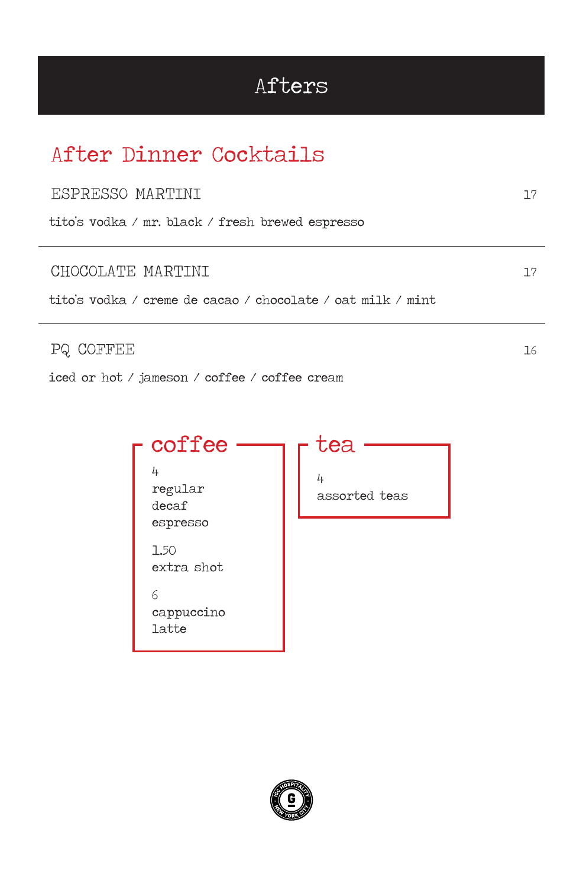# Afters

## After Dinner Cocktails

ESPRESSO MARTINI 17

tito's vodka / mr. black / fresh brewed espresso

CHOCOLATE MARTINI 17

tito's vodka / creme de cacao / chocolate / oat milk / mint

PQ COFFEE 16

iced or hot / jameson / coffee / coffee cream

### coffee

4
regular
decaf
espresso

1.50
extra shot

6
cappuccino
latte

### tea

4
assorted teas